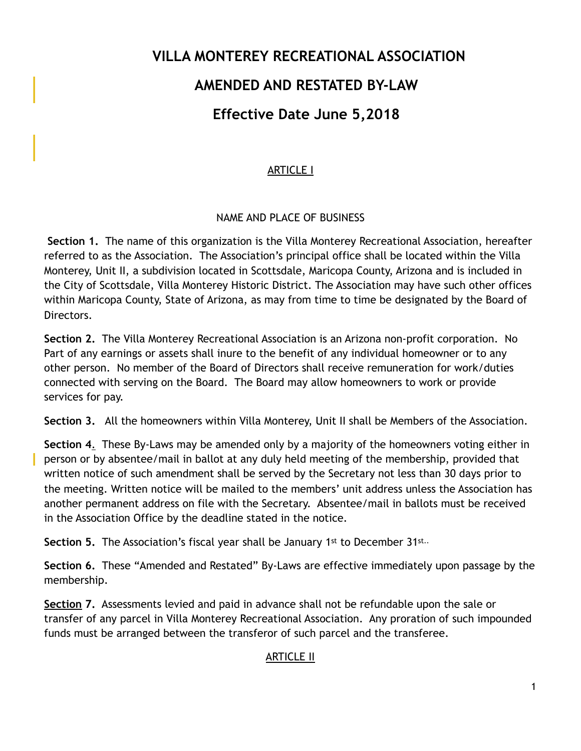# VILLA MONTEREY RECREATIONAL ASSOCIATION

# AMENDED AND RESTATED BY-LAW

## Effective Date June 5,2018

### ARTICLE I

NAME AND PLACE OF BUSINESS

**Section 1.** The name of this organization is the Villa Monterey Recreational Association, hereafter referred to as the Association. The Association's principal office shall be located within the Villa Monterey, Unit II, a subdivision located in Scottsdale, Maricopa County, Arizona and is included in the City of Scottsdale, Villa Monterey Historic District. The Association may have such other offices within Maricopa County, State of Arizona, as may from time to time be designated by the Board of Directors.

**Section 2.** The Villa Monterey Recreational Association is an Arizona non-profit corporation. No Part of any earnings or assets shall inure to the benefit of any individual homeowner or to any other person. No member of the Board of Directors shall receive remuneration for work/duties connected with serving on the Board. The Board may allow homeowners to work or provide services for pay.

**Section 3.** All the homeowners within Villa Monterey, Unit II shall be Members of the Association.

**Section 4.** These By-Laws may be amended only by a majority of the homeowners voting either in person or by absentee/mail in ballot at any duly held meeting of the membership, provided that written notice of such amendment shall be served by the Secretary not less than 30 days prior to the meeting. Written notice will be mailed to the members' unit address unless the Association has another permanent address on file with the Secretary. Absentee/mail in ballots must be received in the Association Office by the deadline stated in the notice.

**Section 5.** The Association's fiscal year shall be January 1st to December 31st..

**Section 6.** These "Amended and Restated" By-Laws are effective immediately upon passage by the membership.

**Section 7.** Assessments levied and paid in advance shall not be refundable upon the sale or transfer of any parcel in Villa Monterey Recreational Association. Any proration of such impounded funds must be arranged between the transferor of such parcel and the transferee.

### ARTICLE II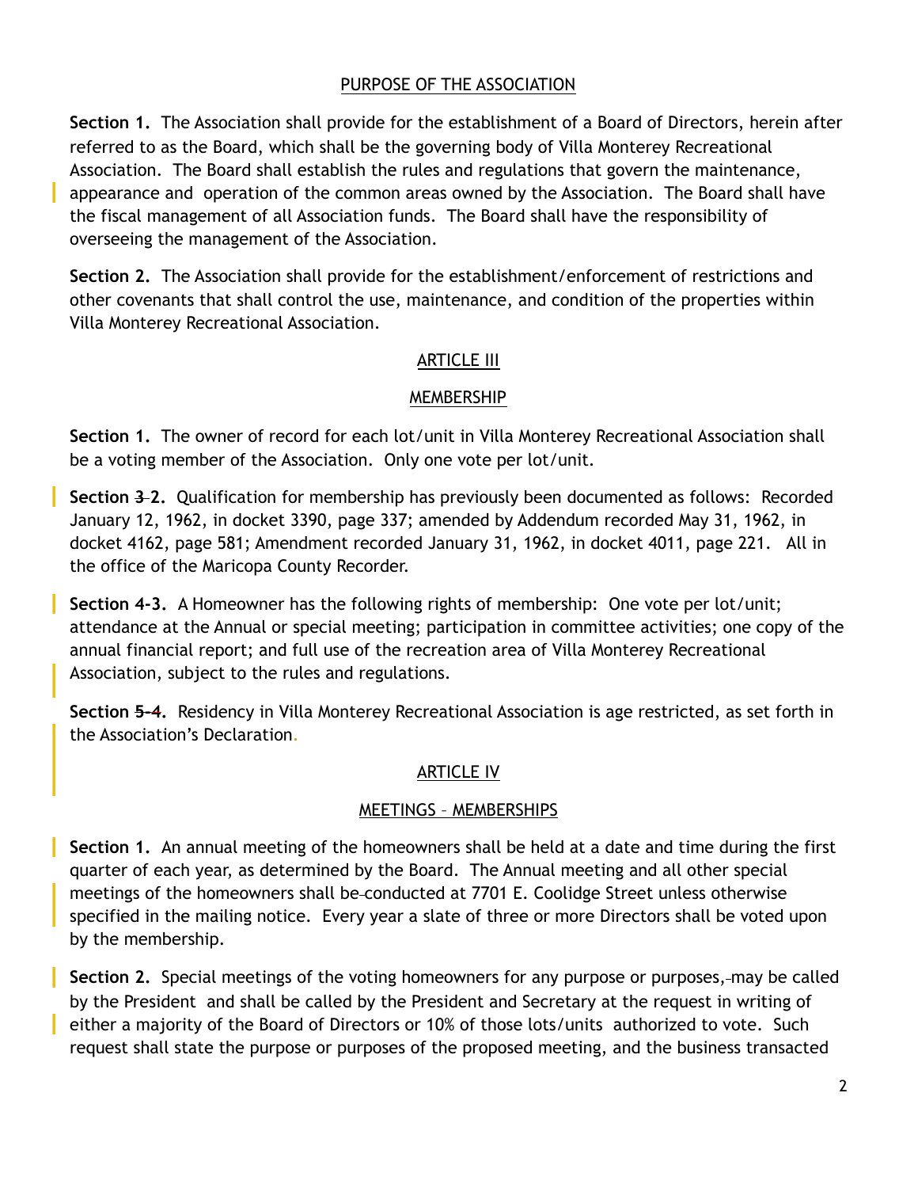PURPOSE OF THE ASSOCIATION

**Section 1.** The Association shall provide for the establishment of a Board of Directors, herein after referred to as the Board, which shall be the governing body of Villa Monterey Recreational Association. The Board shall establish the rules and regulations that govern the maintenance, appearance and operation of the common areas owned by the Association. The Board shall have the fiscal management of all Association funds. The Board shall have the responsibility of overseeing the management of the Association.

**Section 2.** The Association shall provide for the establishment/enforcement of restrictions and other covenants that shall control the use, maintenance, and condition of the properties within Villa Monterey Recreational Association.

## ARTICLE III

### MEMBERSHIP

**Section 1.** The owner of record for each lot/unit in Villa Monterey Recreational Association shall be a voting member of the Association. Only one vote per lot/unit.

**Section ~~3~~ 2.** Qualification for membership has previously been documented as follows: Recorded January 12, 1962, in docket 3390, page 337; amended by Addendum recorded May 31, 1962, in docket 4162, page 581; Amendment recorded January 31, 1962, in docket 4011, page 221. All in the office of the Maricopa County Recorder.

**Section 4-3.** A Homeowner has the following rights of membership: One vote per lot/unit; attendance at the Annual or special meeting; participation in committee activities; one copy of the annual financial report; and full use of the recreation area of Villa Monterey Recreational Association, subject to the rules and regulations.

**Section ~~5~~-4.** Residency in Villa Monterey Recreational Association is age restricted, as set forth in the Association's Declaration.

## ARTICLE IV

### MEETINGS – MEMBERSHIPS

**Section 1.** An annual meeting of the homeowners shall be held at a date and time during the first quarter of each year, as determined by the Board. The Annual meeting and all other special meetings of the homeowners shall be conducted at 7701 E. Coolidge Street unless otherwise specified in the mailing notice. Every year a slate of three or more Directors shall be voted upon by the membership.

**Section 2.** Special meetings of the voting homeowners for any purpose or purposes, may be called by the President and shall be called by the President and Secretary at the request in writing of either a majority of the Board of Directors or 10% of those lots/units authorized to vote. Such request shall state the purpose or purposes of the proposed meeting, and the business transacted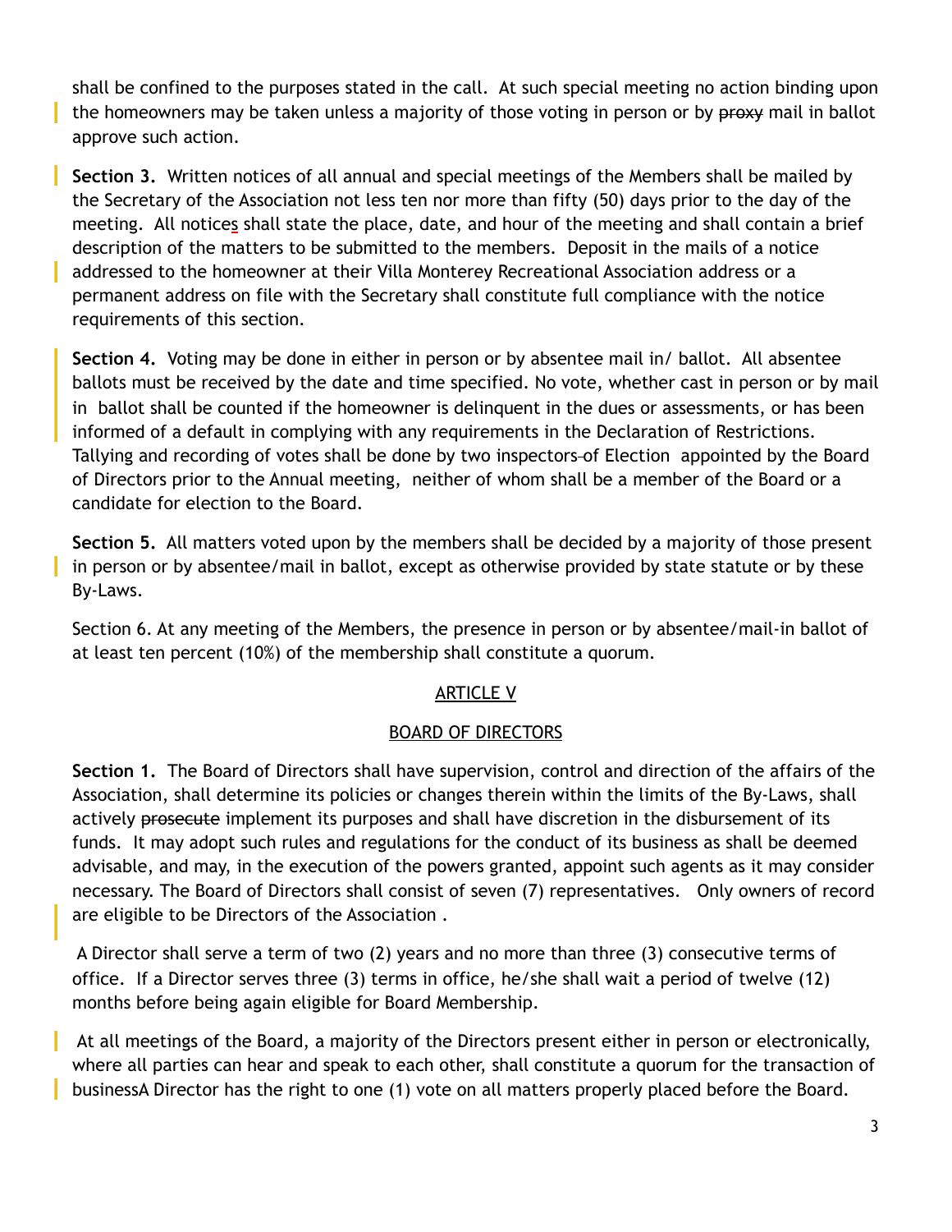shall be confined to the purposes stated in the call. At such special meeting no action binding upon the homeowners may be taken unless a majority of those voting in person or by ~~proxy~~ mail in ballot approve such action.

**Section 3.** Written notices of all annual and special meetings of the Members shall be mailed by the Secretary of the Association not less ten nor more than fifty (50) days prior to the day of the meeting. All notices shall state the place, date, and hour of the meeting and shall contain a brief description of the matters to be submitted to the members. Deposit in the mails of a notice addressed to the homeowner at their Villa Monterey Recreational Association address or a permanent address on file with the Secretary shall constitute full compliance with the notice requirements of this section.

**Section 4.** Voting may be done in either in person or by absentee mail in/ ballot. All absentee ballots must be received by the date and time specified. No vote, whether cast in person or by mail in ballot shall be counted if the homeowner is delinquent in the dues or assessments, or has been informed of a default in complying with any requirements in the Declaration of Restrictions. Tallying and recording of votes shall be done by two inspectors of Election appointed by the Board of Directors prior to the Annual meeting, neither of whom shall be a member of the Board or a candidate for election to the Board.

**Section 5.** All matters voted upon by the members shall be decided by a majority of those present in person or by absentee/mail in ballot, except as otherwise provided by state statute or by these By-Laws.

Section 6. At any meeting of the Members, the presence in person or by absentee/mail-in ballot of at least ten percent (10%) of the membership shall constitute a quorum.

## ARTICLE V

## BOARD OF DIRECTORS

**Section 1.** The Board of Directors shall have supervision, control and direction of the affairs of the Association, shall determine its policies or changes therein within the limits of the By-Laws, shall actively ~~prosecute~~ implement its purposes and shall have discretion in the disbursement of its funds. It may adopt such rules and regulations for the conduct of its business as shall be deemed advisable, and may, in the execution of the powers granted, appoint such agents as it may consider necessary. The Board of Directors shall consist of seven (7) representatives. Only owners of record are eligible to be Directors of the Association .

A Director shall serve a term of two (2) years and no more than three (3) consecutive terms of office. If a Director serves three (3) terms in office, he/she shall wait a period of twelve (12) months before being again eligible for Board Membership.

At all meetings of the Board, a majority of the Directors present either in person or electronically, where all parties can hear and speak to each other, shall constitute a quorum for the transaction of businessA Director has the right to one (1) vote on all matters properly placed before the Board.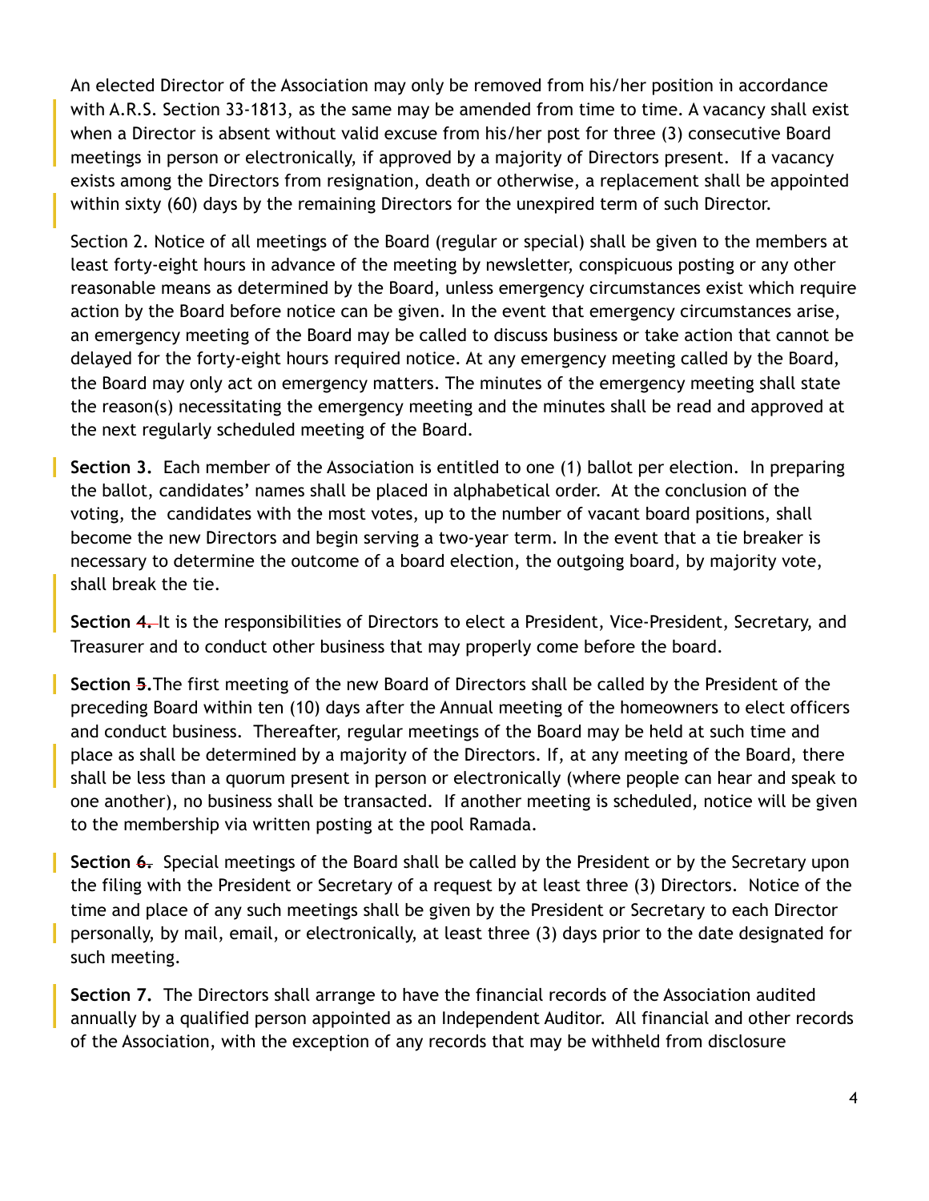An elected Director of the Association may only be removed from his/her position in accordance with A.R.S. Section 33-1813, as the same may be amended from time to time. A vacancy shall exist when a Director is absent without valid excuse from his/her post for three (3) consecutive Board meetings in person or electronically, if approved by a majority of Directors present. If a vacancy exists among the Directors from resignation, death or otherwise, a replacement shall be appointed within sixty (60) days by the remaining Directors for the unexpired term of such Director.

Section 2. Notice of all meetings of the Board (regular or special) shall be given to the members at least forty-eight hours in advance of the meeting by newsletter, conspicuous posting or any other reasonable means as determined by the Board, unless emergency circumstances exist which require action by the Board before notice can be given. In the event that emergency circumstances arise, an emergency meeting of the Board may be called to discuss business or take action that cannot be delayed for the forty-eight hours required notice. At any emergency meeting called by the Board, the Board may only act on emergency matters. The minutes of the emergency meeting shall state the reason(s) necessitating the emergency meeting and the minutes shall be read and approved at the next regularly scheduled meeting of the Board.

**Section 3.** Each member of the Association is entitled to one (1) ballot per election. In preparing the ballot, candidates' names shall be placed in alphabetical order. At the conclusion of the voting, the candidates with the most votes, up to the number of vacant board positions, shall become the new Directors and begin serving a two-year term. In the event that a tie breaker is necessary to determine the outcome of a board election, the outgoing board, by majority vote, shall break the tie.

**Section 4.** It is the responsibilities of Directors to elect a President, Vice-President, Secretary, and Treasurer and to conduct other business that may properly come before the board.

**Section 5.** The first meeting of the new Board of Directors shall be called by the President of the preceding Board within ten (10) days after the Annual meeting of the homeowners to elect officers and conduct business. Thereafter, regular meetings of the Board may be held at such time and place as shall be determined by a majority of the Directors. If, at any meeting of the Board, there shall be less than a quorum present in person or electronically (where people can hear and speak to one another), no business shall be transacted. If another meeting is scheduled, notice will be given to the membership via written posting at the pool Ramada.

**Section 6.** Special meetings of the Board shall be called by the President or by the Secretary upon the filing with the President or Secretary of a request by at least three (3) Directors. Notice of the time and place of any such meetings shall be given by the President or Secretary to each Director personally, by mail, email, or electronically, at least three (3) days prior to the date designated for such meeting.

**Section 7.** The Directors shall arrange to have the financial records of the Association audited annually by a qualified person appointed as an Independent Auditor. All financial and other records of the Association, with the exception of any records that may be withheld from disclosure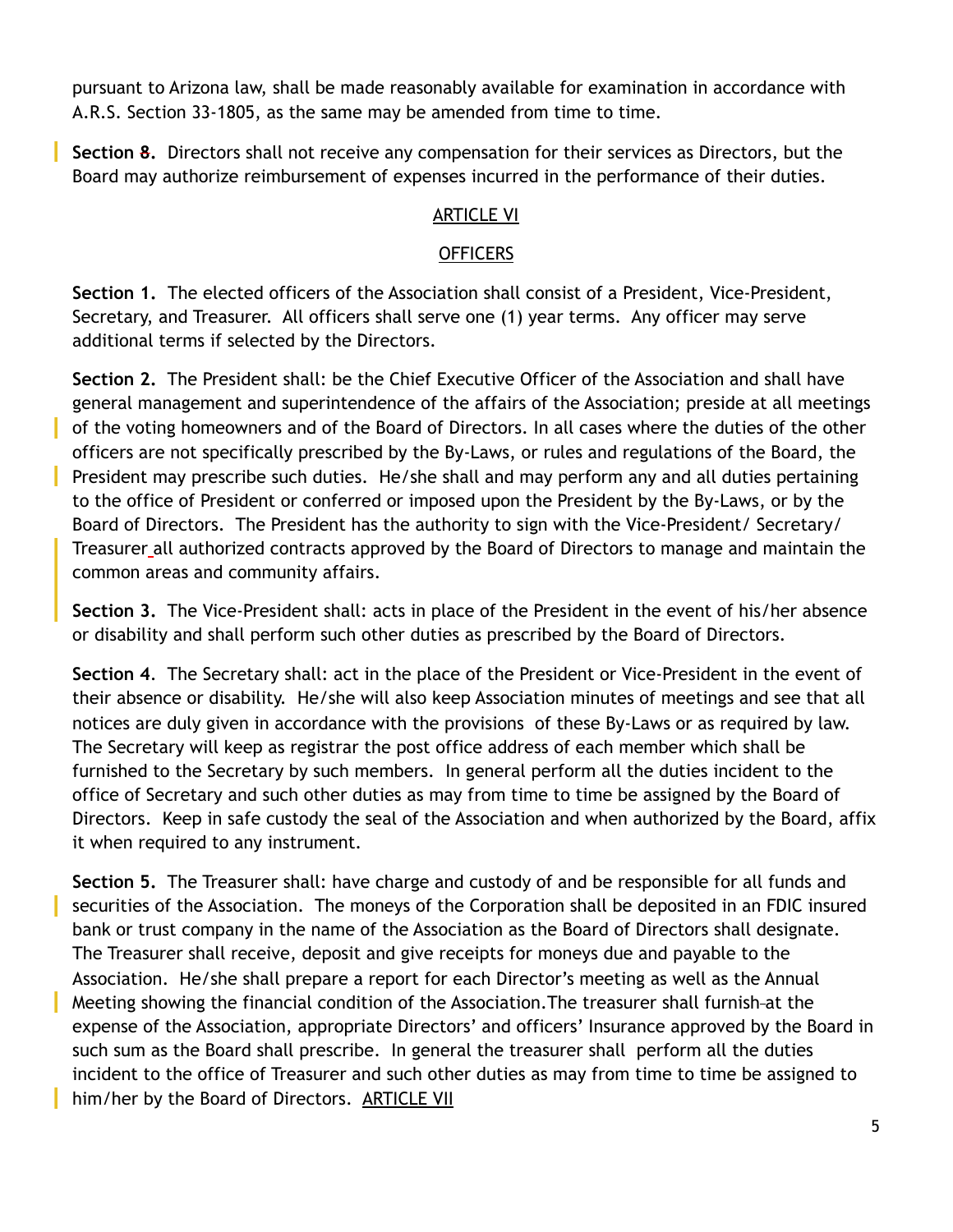pursuant to Arizona law, shall be made reasonably available for examination in accordance with A.R.S. Section 33-1805, as the same may be amended from time to time.

**Section 8.** Directors shall not receive any compensation for their services as Directors, but the Board may authorize reimbursement of expenses incurred in the performance of their duties.

## ARTICLE VI

## OFFICERS

**Section 1.** The elected officers of the Association shall consist of a President, Vice-President, Secretary, and Treasurer. All officers shall serve one (1) year terms. Any officer may serve additional terms if selected by the Directors.

**Section 2.** The President shall: be the Chief Executive Officer of the Association and shall have general management and superintendence of the affairs of the Association; preside at all meetings of the voting homeowners and of the Board of Directors. In all cases where the duties of the other officers are not specifically prescribed by the By-Laws, or rules and regulations of the Board, the President may prescribe such duties. He/she shall and may perform any and all duties pertaining to the office of President or conferred or imposed upon the President by the By-Laws, or by the Board of Directors. The President has the authority to sign with the Vice-President/ Secretary/ Treasurer all authorized contracts approved by the Board of Directors to manage and maintain the common areas and community affairs.

**Section 3.** The Vice-President shall: acts in place of the President in the event of his/her absence or disability and shall perform such other duties as prescribed by the Board of Directors.

**Section 4**. The Secretary shall: act in the place of the President or Vice-President in the event of their absence or disability. He/she will also keep Association minutes of meetings and see that all notices are duly given in accordance with the provisions of these By-Laws or as required by law. The Secretary will keep as registrar the post office address of each member which shall be furnished to the Secretary by such members. In general perform all the duties incident to the office of Secretary and such other duties as may from time to time be assigned by the Board of Directors. Keep in safe custody the seal of the Association and when authorized by the Board, affix it when required to any instrument.

**Section 5.** The Treasurer shall: have charge and custody of and be responsible for all funds and securities of the Association. The moneys of the Corporation shall be deposited in an FDIC insured bank or trust company in the name of the Association as the Board of Directors shall designate. The Treasurer shall receive, deposit and give receipts for moneys due and payable to the Association. He/she shall prepare a report for each Director's meeting as well as the Annual Meeting showing the financial condition of the Association.The treasurer shall furnish at the expense of the Association, appropriate Directors' and officers' Insurance approved by the Board in such sum as the Board shall prescribe. In general the treasurer shall perform all the duties incident to the office of Treasurer and such other duties as may from time to time be assigned to him/her by the Board of Directors. ARTICLE VII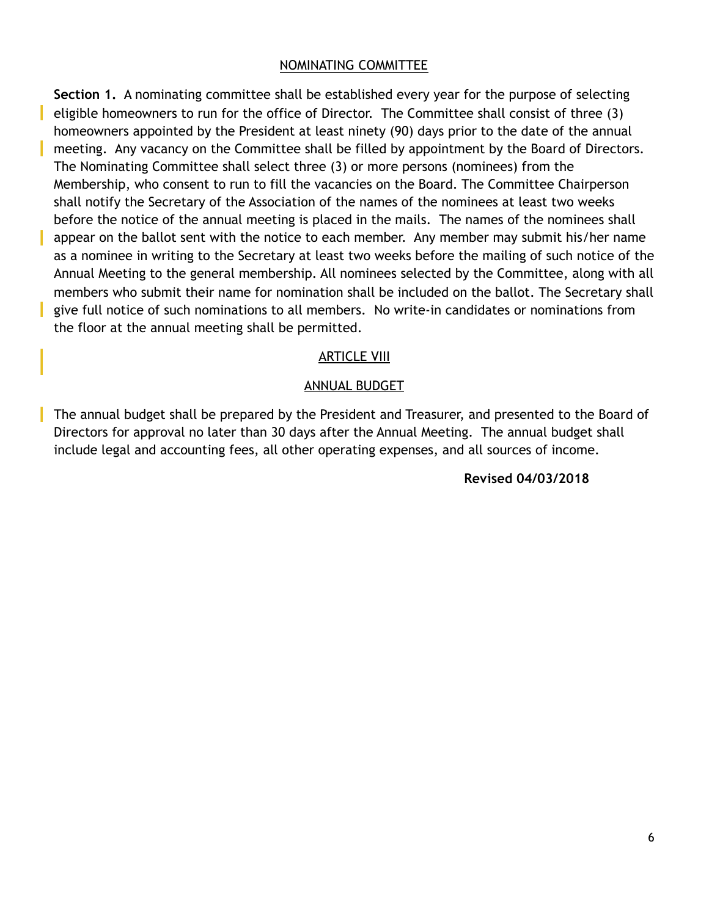## NOMINATING COMMITTEE

**Section 1.** A nominating committee shall be established every year for the purpose of selecting eligible homeowners to run for the office of Director. The Committee shall consist of three (3) homeowners appointed by the President at least ninety (90) days prior to the date of the annual meeting. Any vacancy on the Committee shall be filled by appointment by the Board of Directors. The Nominating Committee shall select three (3) or more persons (nominees) from the Membership, who consent to run to fill the vacancies on the Board. The Committee Chairperson shall notify the Secretary of the Association of the names of the nominees at least two weeks before the notice of the annual meeting is placed in the mails. The names of the nominees shall appear on the ballot sent with the notice to each member. Any member may submit his/her name as a nominee in writing to the Secretary at least two weeks before the mailing of such notice of the Annual Meeting to the general membership. All nominees selected by the Committee, along with all members who submit their name for nomination shall be included on the ballot. The Secretary shall give full notice of such nominations to all members. No write-in candidates or nominations from the floor at the annual meeting shall be permitted.

## ARTICLE VIII

## ANNUAL BUDGET

The annual budget shall be prepared by the President and Treasurer, and presented to the Board of Directors for approval no later than 30 days after the Annual Meeting. The annual budget shall include legal and accounting fees, all other operating expenses, and all sources of income.

**Revised 04/03/2018**